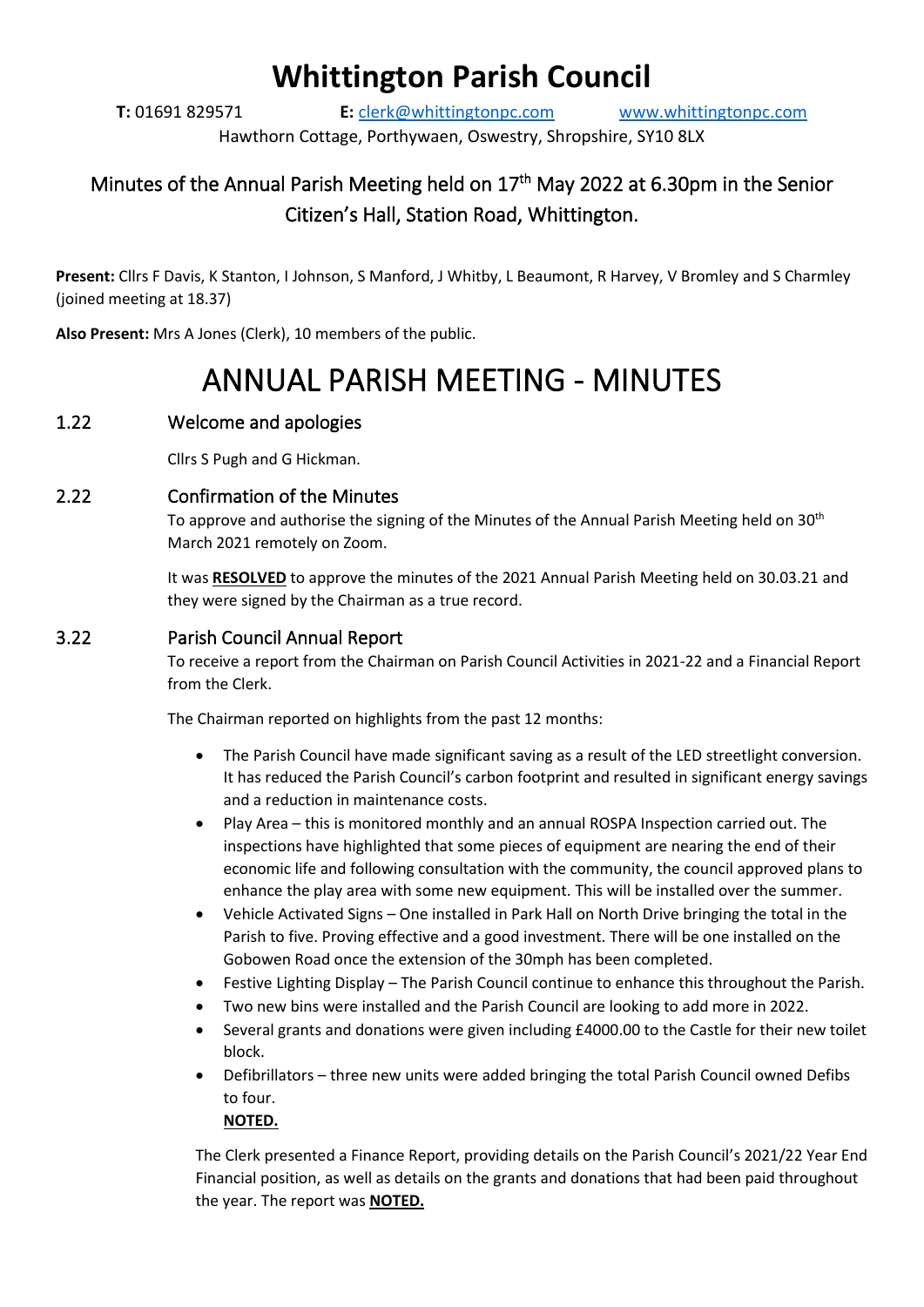# Whittington Parish Council

**T:** 01691 829571 **E:** clerk@whittingtonpc.com www.whittingtonpc.com

Hawthorn Cottage, Porthywaen, Oswestry, Shropshire, SY10 8LX

## Minutes of the Annual Parish Meeting held on 17th May 2022 at 6.30pm in the Senior Citizen's Hall, Station Road, Whittington.

**Present:** Cllrs F Davis, K Stanton, I Johnson, S Manford, J Whitby, L Beaumont, R Harvey, V Bromley and S Charmley (joined meeting at 18.37)

**Also Present:** Mrs A Jones (Clerk), 10 members of the public.

# ANNUAL PARISH MEETING - MINUTES

### 1.22 Welcome and apologies

Cllrs S Pugh and G Hickman.

### 2.22 Confirmation of the Minutes

To approve and authorise the signing of the Minutes of the Annual Parish Meeting held on 30th March 2021 remotely on Zoom.

It was **RESOLVED** to approve the minutes of the 2021 Annual Parish Meeting held on 30.03.21 and they were signed by the Chairman as a true record.

### 3.22 Parish Council Annual Report

To receive a report from the Chairman on Parish Council Activities in 2021-22 and a Financial Report from the Clerk.

The Chairman reported on highlights from the past 12 months:

- The Parish Council have made significant saving as a result of the LED streetlight conversion. It has reduced the Parish Council's carbon footprint and resulted in significant energy savings and a reduction in maintenance costs.
- Play Area – this is monitored monthly and an annual ROSPA Inspection carried out. The inspections have highlighted that some pieces of equipment are nearing the end of their economic life and following consultation with the community, the council approved plans to enhance the play area with some new equipment. This will be installed over the summer.
- Vehicle Activated Signs – One installed in Park Hall on North Drive bringing the total in the Parish to five. Proving effective and a good investment. There will be one installed on the Gobowen Road once the extension of the 30mph has been completed.
- Festive Lighting Display – The Parish Council continue to enhance this throughout the Parish.
- Two new bins were installed and the Parish Council are looking to add more in 2022.
- Several grants and donations were given including £4000.00 to the Castle for their new toilet block.
- Defibrillators – three new units were added bringing the total Parish Council owned Defibs to four.

  **NOTED.**

The Clerk presented a Finance Report, providing details on the Parish Council's 2021/22 Year End Financial position, as well as details on the grants and donations that had been paid throughout the year. The report was **NOTED.**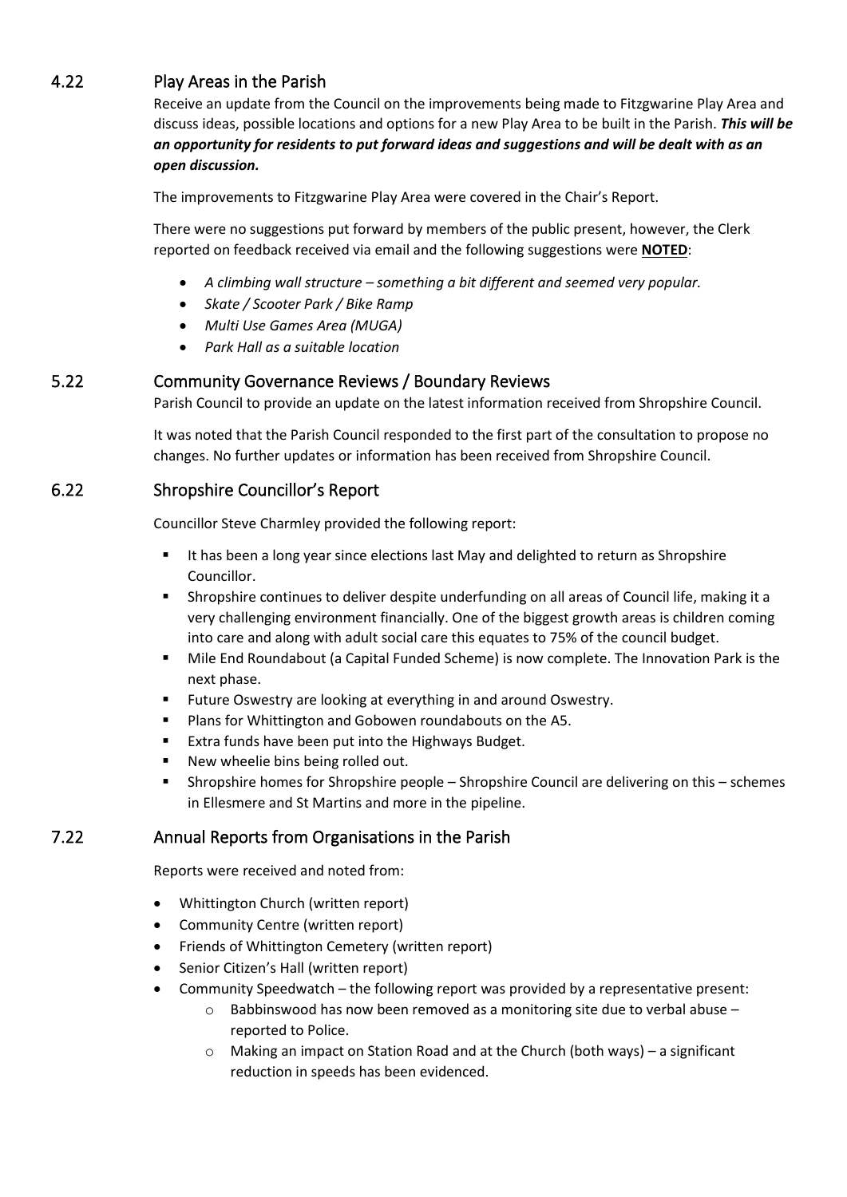## 4.22 Play Areas in the Parish

Receive an update from the Council on the improvements being made to Fitzgwarine Play Area and discuss ideas, possible locations and options for a new Play Area to be built in the Parish. ***This will be an opportunity for residents to put forward ideas and suggestions and will be dealt with as an open discussion.***

The improvements to Fitzgwarine Play Area were covered in the Chair's Report.

There were no suggestions put forward by members of the public present, however, the Clerk reported on feedback received via email and the following suggestions were **NOTED**:

- *A climbing wall structure – something a bit different and seemed very popular.*
- *Skate / Scooter Park / Bike Ramp*
- *Multi Use Games Area (MUGA)*
- *Park Hall as a suitable location*

## 5.22 Community Governance Reviews / Boundary Reviews

Parish Council to provide an update on the latest information received from Shropshire Council.

It was noted that the Parish Council responded to the first part of the consultation to propose no changes. No further updates or information has been received from Shropshire Council.

## 6.22 Shropshire Councillor's Report

Councillor Steve Charmley provided the following report:

- It has been a long year since elections last May and delighted to return as Shropshire Councillor.
- Shropshire continues to deliver despite underfunding on all areas of Council life, making it a very challenging environment financially. One of the biggest growth areas is children coming into care and along with adult social care this equates to 75% of the council budget.
- Mile End Roundabout (a Capital Funded Scheme) is now complete. The Innovation Park is the next phase.
- Future Oswestry are looking at everything in and around Oswestry.
- Plans for Whittington and Gobowen roundabouts on the A5.
- Extra funds have been put into the Highways Budget.
- New wheelie bins being rolled out.
- Shropshire homes for Shropshire people – Shropshire Council are delivering on this – schemes in Ellesmere and St Martins and more in the pipeline.

## 7.22 Annual Reports from Organisations in the Parish

Reports were received and noted from:

- Whittington Church (written report)
- Community Centre (written report)
- Friends of Whittington Cemetery (written report)
- Senior Citizen's Hall (written report)
- Community Speedwatch – the following report was provided by a representative present:
  - Babbinswood has now been removed as a monitoring site due to verbal abuse – reported to Police.
  - Making an impact on Station Road and at the Church (both ways) – a significant reduction in speeds has been evidenced.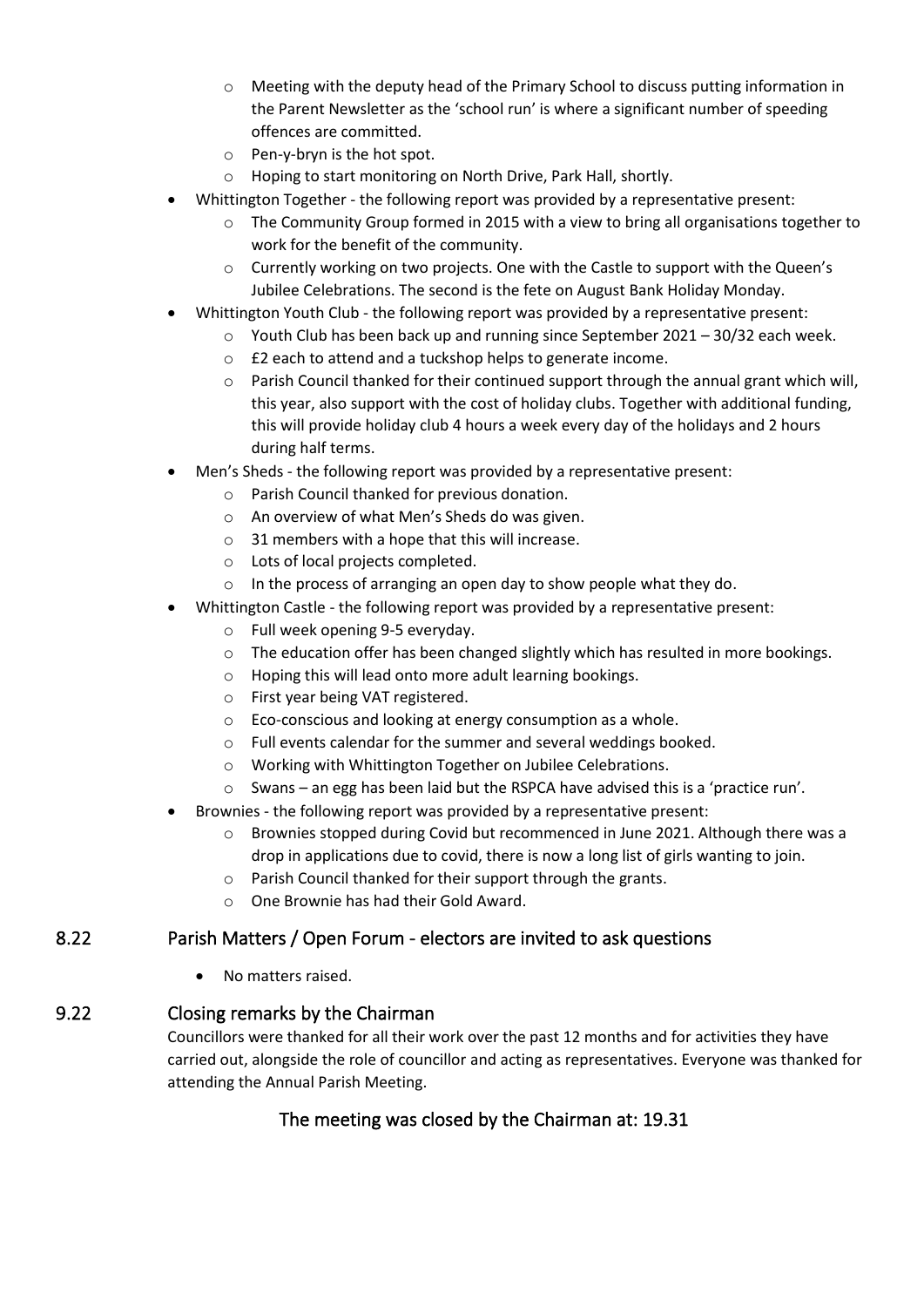- Meeting with the deputy head of the Primary School to discuss putting information in the Parent Newsletter as the 'school run' is where a significant number of speeding offences are committed.
    - Pen-y-bryn is the hot spot.
    - Hoping to start monitoring on North Drive, Park Hall, shortly.
- Whittington Together - the following report was provided by a representative present:
    - The Community Group formed in 2015 with a view to bring all organisations together to work for the benefit of the community.
    - Currently working on two projects. One with the Castle to support with the Queen's Jubilee Celebrations. The second is the fete on August Bank Holiday Monday.
- Whittington Youth Club - the following report was provided by a representative present:
    - Youth Club has been back up and running since September 2021 – 30/32 each week.
    - £2 each to attend and a tuckshop helps to generate income.
    - Parish Council thanked for their continued support through the annual grant which will, this year, also support with the cost of holiday clubs. Together with additional funding, this will provide holiday club 4 hours a week every day of the holidays and 2 hours during half terms.
- Men's Sheds - the following report was provided by a representative present:
    - Parish Council thanked for previous donation.
    - An overview of what Men's Sheds do was given.
    - 31 members with a hope that this will increase.
    - Lots of local projects completed.
    - In the process of arranging an open day to show people what they do.
- Whittington Castle - the following report was provided by a representative present:
    - Full week opening 9-5 everyday.
    - The education offer has been changed slightly which has resulted in more bookings.
    - Hoping this will lead onto more adult learning bookings.
    - First year being VAT registered.
    - Eco-conscious and looking at energy consumption as a whole.
    - Full events calendar for the summer and several weddings booked.
    - Working with Whittington Together on Jubilee Celebrations.
    - Swans – an egg has been laid but the RSPCA have advised this is a 'practice run'.
- Brownies - the following report was provided by a representative present:
    - Brownies stopped during Covid but recommenced in June 2021. Although there was a drop in applications due to covid, there is now a long list of girls wanting to join.
    - Parish Council thanked for their support through the grants.
    - One Brownie has had their Gold Award.

## 8.22 Parish Matters / Open Forum - electors are invited to ask questions

- No matters raised.

## 9.22 Closing remarks by the Chairman

Councillors were thanked for all their work over the past 12 months and for activities they have carried out, alongside the role of councillor and acting as representatives. Everyone was thanked for attending the Annual Parish Meeting.

**The meeting was closed by the Chairman at: 19.31**